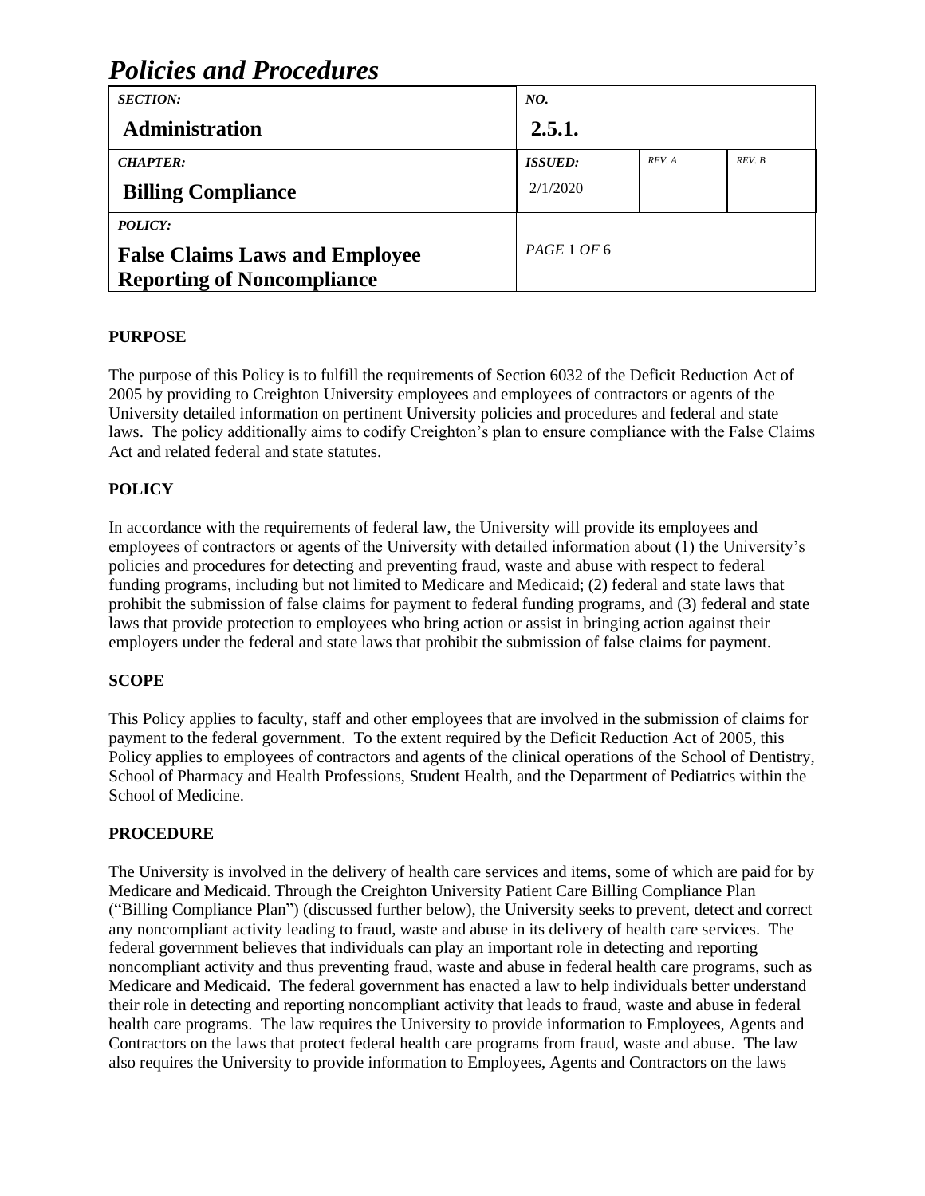# *Policies and Procedures*

| *SECTION:* **Administration** | *NO.* **2.5.1.** | | |
|---|---|---|---|
| *CHAPTER:* **Billing Compliance** | *ISSUED:* 2/1/2020 | *REV. A* | *REV. B* |
| *POLICY:* **False Claims Laws and Employee Reporting of Noncompliance** | *PAGE* 1 *OF* 6 | | |

**PURPOSE**

The purpose of this Policy is to fulfill the requirements of Section 6032 of the Deficit Reduction Act of 2005 by providing to Creighton University employees and employees of contractors or agents of the University detailed information on pertinent University policies and procedures and federal and state laws. The policy additionally aims to codify Creighton's plan to ensure compliance with the False Claims Act and related federal and state statutes.

**POLICY**

In accordance with the requirements of federal law, the University will provide its employees and employees of contractors or agents of the University with detailed information about (1) the University's policies and procedures for detecting and preventing fraud, waste and abuse with respect to federal funding programs, including but not limited to Medicare and Medicaid; (2) federal and state laws that prohibit the submission of false claims for payment to federal funding programs, and (3) federal and state laws that provide protection to employees who bring action or assist in bringing action against their employers under the federal and state laws that prohibit the submission of false claims for payment.

**SCOPE**

This Policy applies to faculty, staff and other employees that are involved in the submission of claims for payment to the federal government. To the extent required by the Deficit Reduction Act of 2005, this Policy applies to employees of contractors and agents of the clinical operations of the School of Dentistry, School of Pharmacy and Health Professions, Student Health, and the Department of Pediatrics within the School of Medicine.

**PROCEDURE**

The University is involved in the delivery of health care services and items, some of which are paid for by Medicare and Medicaid. Through the Creighton University Patient Care Billing Compliance Plan ("Billing Compliance Plan") (discussed further below), the University seeks to prevent, detect and correct any noncompliant activity leading to fraud, waste and abuse in its delivery of health care services. The federal government believes that individuals can play an important role in detecting and reporting noncompliant activity and thus preventing fraud, waste and abuse in federal health care programs, such as Medicare and Medicaid. The federal government has enacted a law to help individuals better understand their role in detecting and reporting noncompliant activity that leads to fraud, waste and abuse in federal health care programs. The law requires the University to provide information to Employees, Agents and Contractors on the laws that protect federal health care programs from fraud, waste and abuse. The law also requires the University to provide information to Employees, Agents and Contractors on the laws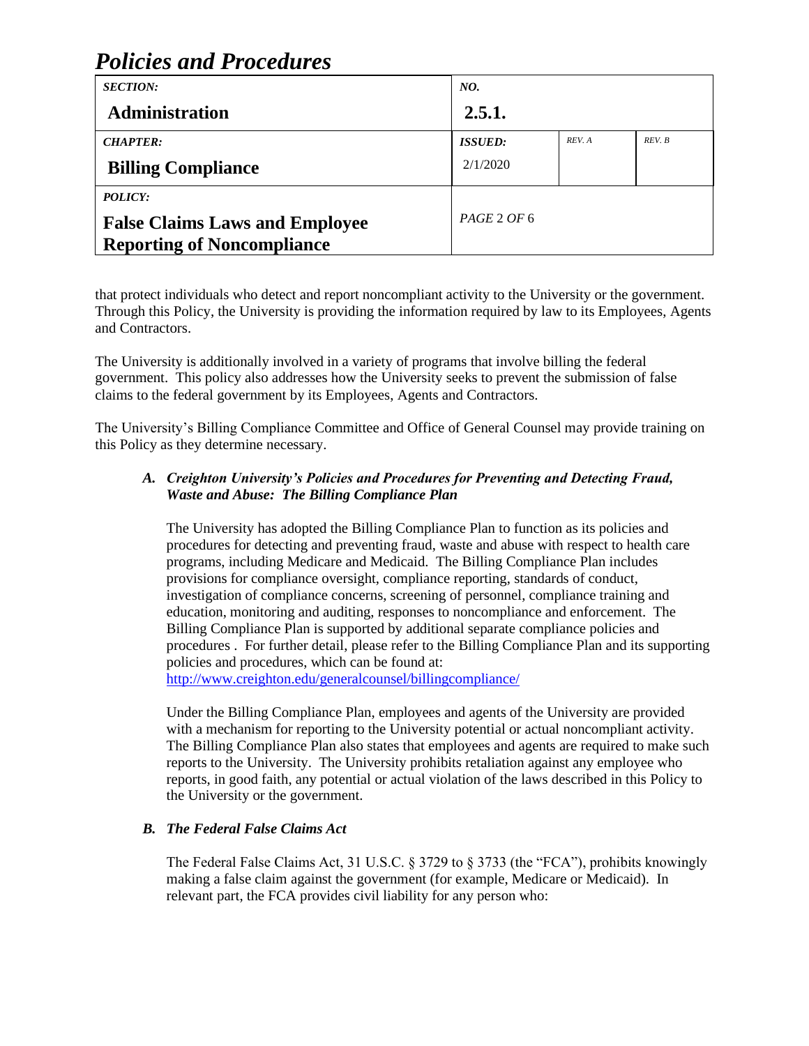that protect individuals who detect and report noncompliant activity to the University or the government. Through this Policy, the University is providing the information required by law to its Employees, Agents and Contractors.

The University is additionally involved in a variety of programs that involve billing the federal government. This policy also addresses how the University seeks to prevent the submission of false claims to the federal government by its Employees, Agents and Contractors.

The University's Billing Compliance Committee and Office of General Counsel may provide training on this Policy as they determine necessary.

### A. *Creighton University's Policies and Procedures for Preventing and Detecting Fraud, Waste and Abuse: The Billing Compliance Plan*

The University has adopted the Billing Compliance Plan to function as its policies and procedures for detecting and preventing fraud, waste and abuse with respect to health care programs, including Medicare and Medicaid. The Billing Compliance Plan includes provisions for compliance oversight, compliance reporting, standards of conduct, investigation of compliance concerns, screening of personnel, compliance training and education, monitoring and auditing, responses to noncompliance and enforcement. The Billing Compliance Plan is supported by additional separate compliance policies and procedures . For further detail, please refer to the Billing Compliance Plan and its supporting policies and procedures, which can be found at: http://www.creighton.edu/generalcounsel/billingcompliance/

Under the Billing Compliance Plan, employees and agents of the University are provided with a mechanism for reporting to the University potential or actual noncompliant activity. The Billing Compliance Plan also states that employees and agents are required to make such reports to the University. The University prohibits retaliation against any employee who reports, in good faith, any potential or actual violation of the laws described in this Policy to the University or the government.

### B. *The Federal False Claims Act*

The Federal False Claims Act, 31 U.S.C. § 3729 to § 3733 (the "FCA"), prohibits knowingly making a false claim against the government (for example, Medicare or Medicaid). In relevant part, the FCA provides civil liability for any person who: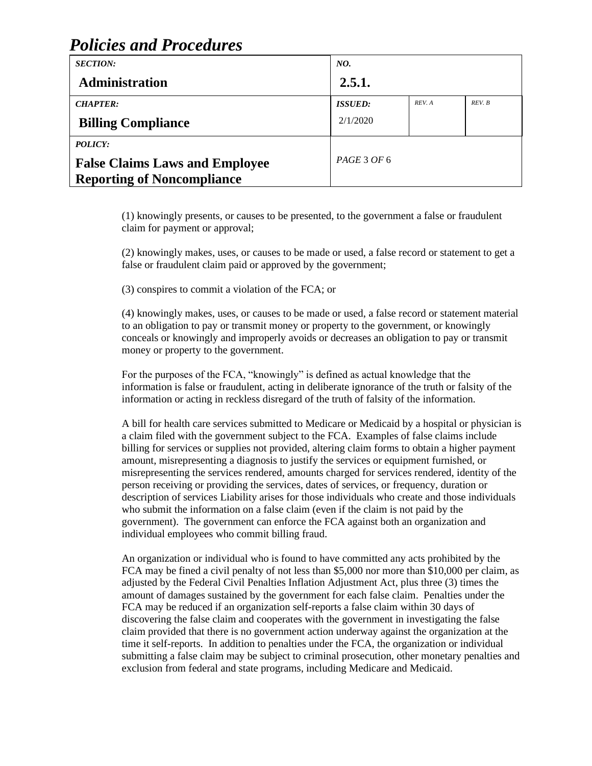(1) knowingly presents, or causes to be presented, to the government a false or fraudulent claim for payment or approval;

(2) knowingly makes, uses, or causes to be made or used, a false record or statement to get a false or fraudulent claim paid or approved by the government;

(3) conspires to commit a violation of the FCA; or

(4) knowingly makes, uses, or causes to be made or used, a false record or statement material to an obligation to pay or transmit money or property to the government, or knowingly conceals or knowingly and improperly avoids or decreases an obligation to pay or transmit money or property to the government.

For the purposes of the FCA, "knowingly" is defined as actual knowledge that the information is false or fraudulent, acting in deliberate ignorance of the truth or falsity of the information or acting in reckless disregard of the truth of falsity of the information.

A bill for health care services submitted to Medicare or Medicaid by a hospital or physician is a claim filed with the government subject to the FCA. Examples of false claims include billing for services or supplies not provided, altering claim forms to obtain a higher payment amount, misrepresenting a diagnosis to justify the services or equipment furnished, or misrepresenting the services rendered, amounts charged for services rendered, identity of the person receiving or providing the services, dates of services, or frequency, duration or description of services Liability arises for those individuals who create and those individuals who submit the information on a false claim (even if the claim is not paid by the government). The government can enforce the FCA against both an organization and individual employees who commit billing fraud.

An organization or individual who is found to have committed any acts prohibited by the FCA may be fined a civil penalty of not less than $5,000 nor more than $10,000 per claim, as adjusted by the Federal Civil Penalties Inflation Adjustment Act, plus three (3) times the amount of damages sustained by the government for each false claim. Penalties under the FCA may be reduced if an organization self-reports a false claim within 30 days of discovering the false claim and cooperates with the government in investigating the false claim provided that there is no government action underway against the organization at the time it self-reports. In addition to penalties under the FCA, the organization or individual submitting a false claim may be subject to criminal prosecution, other monetary penalties and exclusion from federal and state programs, including Medicare and Medicaid.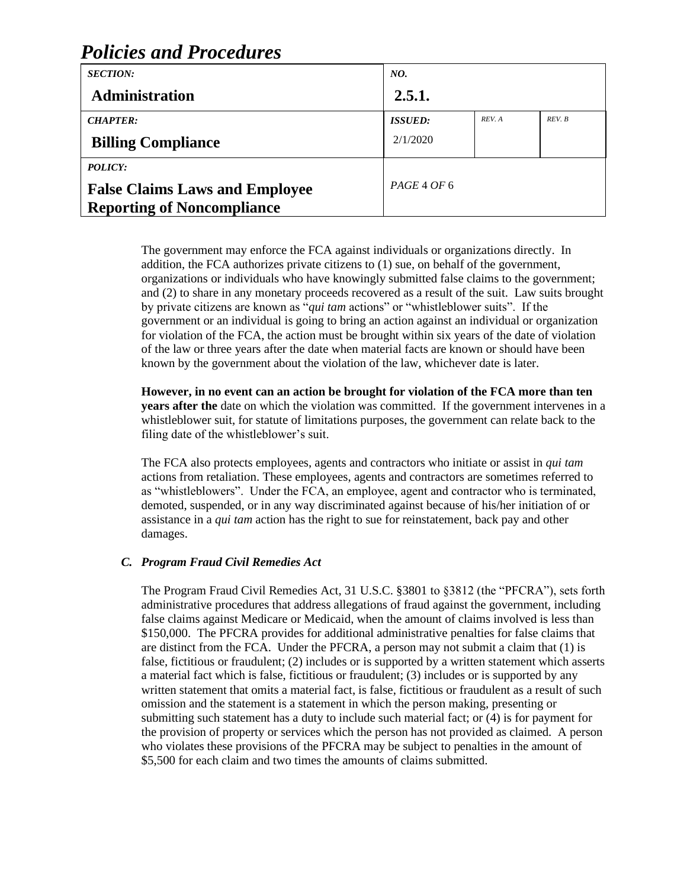The government may enforce the FCA against individuals or organizations directly. In addition, the FCA authorizes private citizens to (1) sue, on behalf of the government, organizations or individuals who have knowingly submitted false claims to the government; and (2) to share in any monetary proceeds recovered as a result of the suit. Law suits brought by private citizens are known as "*qui tam* actions" or "whistleblower suits". If the government or an individual is going to bring an action against an individual or organization for violation of the FCA, the action must be brought within six years of the date of violation of the law or three years after the date when material facts are known or should have been known by the government about the violation of the law, whichever date is later.

**However, in no event can an action be brought for violation of the FCA more than ten years after the** date on which the violation was committed. If the government intervenes in a whistleblower suit, for statute of limitations purposes, the government can relate back to the filing date of the whistleblower's suit.

The FCA also protects employees, agents and contractors who initiate or assist in *qui tam* actions from retaliation. These employees, agents and contractors are sometimes referred to as "whistleblowers". Under the FCA, an employee, agent and contractor who is terminated, demoted, suspended, or in any way discriminated against because of his/her initiation of or assistance in a *qui tam* action has the right to sue for reinstatement, back pay and other damages.

### *C. Program Fraud Civil Remedies Act*

The Program Fraud Civil Remedies Act, 31 U.S.C. §3801 to §3812 (the "PFCRA"), sets forth administrative procedures that address allegations of fraud against the government, including false claims against Medicare or Medicaid, when the amount of claims involved is less than $150,000. The PFCRA provides for additional administrative penalties for false claims that are distinct from the FCA. Under the PFCRA, a person may not submit a claim that (1) is false, fictitious or fraudulent; (2) includes or is supported by a written statement which asserts a material fact which is false, fictitious or fraudulent; (3) includes or is supported by any written statement that omits a material fact, is false, fictitious or fraudulent as a result of such omission and the statement is a statement in which the person making, presenting or submitting such statement has a duty to include such material fact; or (4) is for payment for the provision of property or services which the person has not provided as claimed. A person who violates these provisions of the PFCRA may be subject to penalties in the amount of $5,500 for each claim and two times the amounts of claims submitted.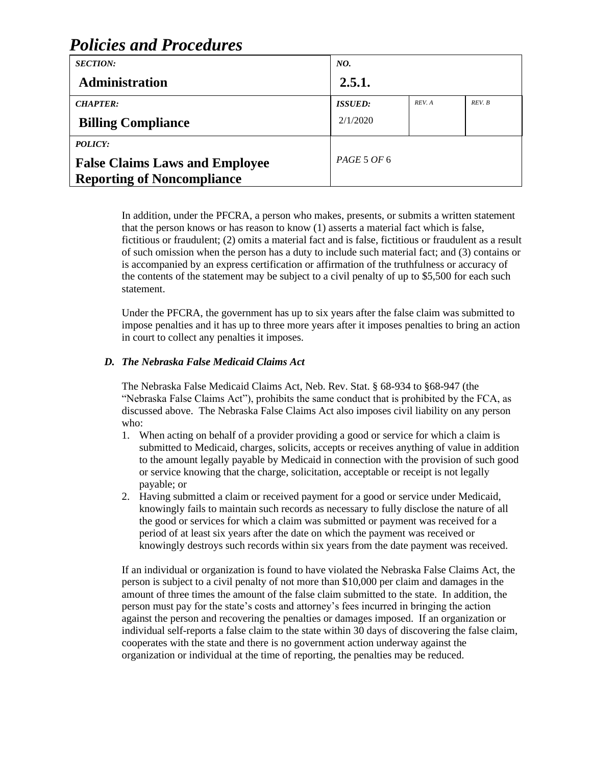In addition, under the PFCRA, a person who makes, presents, or submits a written statement that the person knows or has reason to know (1) asserts a material fact which is false, fictitious or fraudulent; (2) omits a material fact and is false, fictitious or fraudulent as a result of such omission when the person has a duty to include such material fact; and (3) contains or is accompanied by an express certification or affirmation of the truthfulness or accuracy of the contents of the statement may be subject to a civil penalty of up to $5,500 for each such statement.

Under the PFCRA, the government has up to six years after the false claim was submitted to impose penalties and it has up to three more years after it imposes penalties to bring an action in court to collect any penalties it imposes.

### *D. The Nebraska False Medicaid Claims Act*

The Nebraska False Medicaid Claims Act, Neb. Rev. Stat. § 68-934 to §68-947 (the "Nebraska False Claims Act"), prohibits the same conduct that is prohibited by the FCA, as discussed above. The Nebraska False Claims Act also imposes civil liability on any person who:

1. When acting on behalf of a provider providing a good or service for which a claim is submitted to Medicaid, charges, solicits, accepts or receives anything of value in addition to the amount legally payable by Medicaid in connection with the provision of such good or service knowing that the charge, solicitation, acceptable or receipt is not legally payable; or
2. Having submitted a claim or received payment for a good or service under Medicaid, knowingly fails to maintain such records as necessary to fully disclose the nature of all the good or services for which a claim was submitted or payment was received for a period of at least six years after the date on which the payment was received or knowingly destroys such records within six years from the date payment was received.

If an individual or organization is found to have violated the Nebraska False Claims Act, the person is subject to a civil penalty of not more than $10,000 per claim and damages in the amount of three times the amount of the false claim submitted to the state. In addition, the person must pay for the state's costs and attorney's fees incurred in bringing the action against the person and recovering the penalties or damages imposed. If an organization or individual self-reports a false claim to the state within 30 days of discovering the false claim, cooperates with the state and there is no government action underway against the organization or individual at the time of reporting, the penalties may be reduced.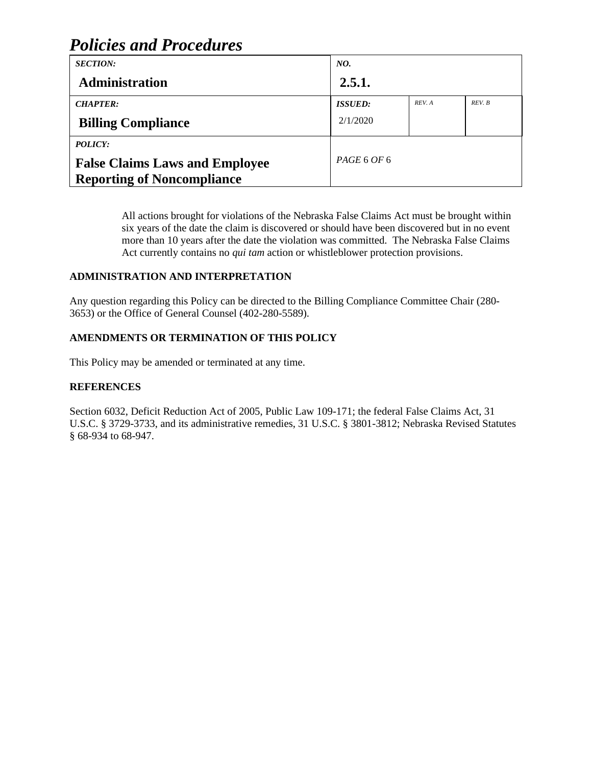All actions brought for violations of the Nebraska False Claims Act must be brought within six years of the date the claim is discovered or should have been discovered but in no event more than 10 years after the date the violation was committed. The Nebraska False Claims Act currently contains no *qui tam* action or whistleblower protection provisions.

**ADMINISTRATION AND INTERPRETATION**

Any question regarding this Policy can be directed to the Billing Compliance Committee Chair (280-3653) or the Office of General Counsel (402-280-5589).

**AMENDMENTS OR TERMINATION OF THIS POLICY**

This Policy may be amended or terminated at any time.

**REFERENCES**

Section 6032, Deficit Reduction Act of 2005, Public Law 109-171; the federal False Claims Act, 31 U.S.C. § 3729-3733, and its administrative remedies, 31 U.S.C. § 3801-3812; Nebraska Revised Statutes § 68-934 to 68-947.